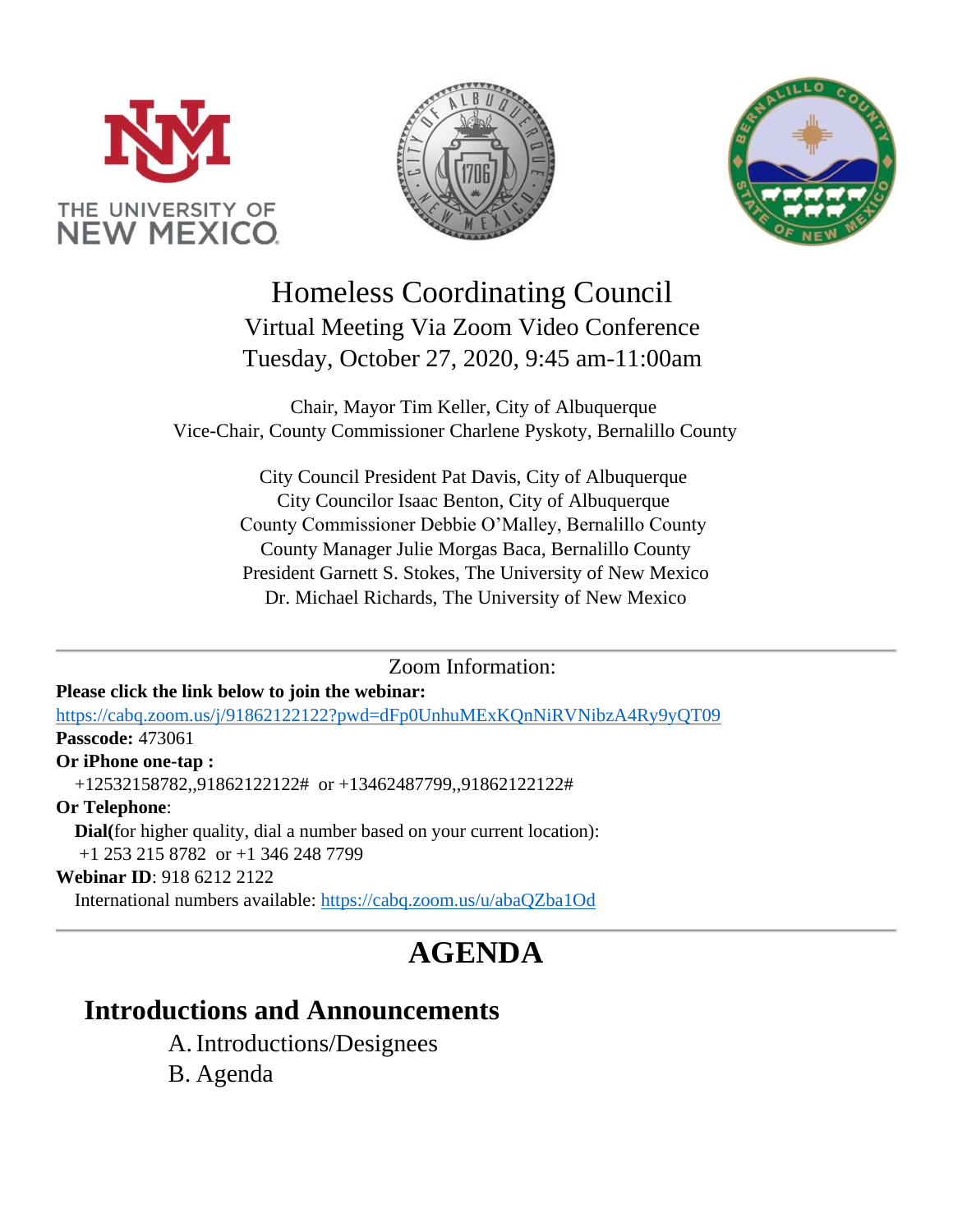# Homeless Coordinating Council

Virtual Meeting Via Zoom Video Conference

Tuesday, October 27, 2020, 9:45 am-11:00am

Chair, Mayor Tim Keller, City of Albuquerque
Vice-Chair, County Commissioner Charlene Pyskoty, Bernalillo County

City Council President Pat Davis, City of Albuquerque
City Councilor Isaac Benton, City of Albuquerque
County Commissioner Debbie O'Malley, Bernalillo County
County Manager Julie Morgas Baca, Bernalillo County
President Garnett S. Stokes, The University of New Mexico
Dr. Michael Richards, The University of New Mexico

---

Zoom Information:

**Please click the link below to join the webinar:**
https://cabq.zoom.us/j/91862122122?pwd=dFp0UnhuMExKQnNiRVNibzA4Ry9yQT09
**Passcode:** 473061
**Or iPhone one-tap :**
+12532158782,,91862122122# or +13462487799,,91862122122#
**Or Telephone**:
**Dial(**for higher quality, dial a number based on your current location):
+1 253 215 8782 or +1 346 248 7799
**Webinar ID**: 918 6212 2122
International numbers available: https://cabq.zoom.us/u/abaQZba1Od

---

# AGENDA

## Introductions and Announcements

A. Introductions/Designees
B. Agenda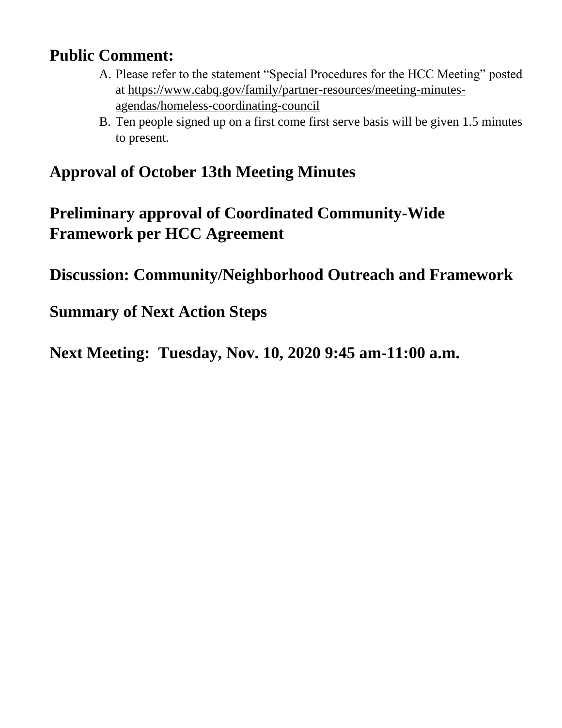## Public Comment:

A. Please refer to the statement "Special Procedures for the HCC Meeting" posted at https://www.cabq.gov/family/partner-resources/meeting-minutes-agendas/homeless-coordinating-council
B. Ten people signed up on a first come first serve basis will be given 1.5 minutes to present.

## Approval of October 13th Meeting Minutes

## Preliminary approval of Coordinated Community-Wide Framework per HCC Agreement

## Discussion: Community/Neighborhood Outreach and Framework

## Summary of Next Action Steps

## Next Meeting: Tuesday, Nov. 10, 2020 9:45 am-11:00 a.m.